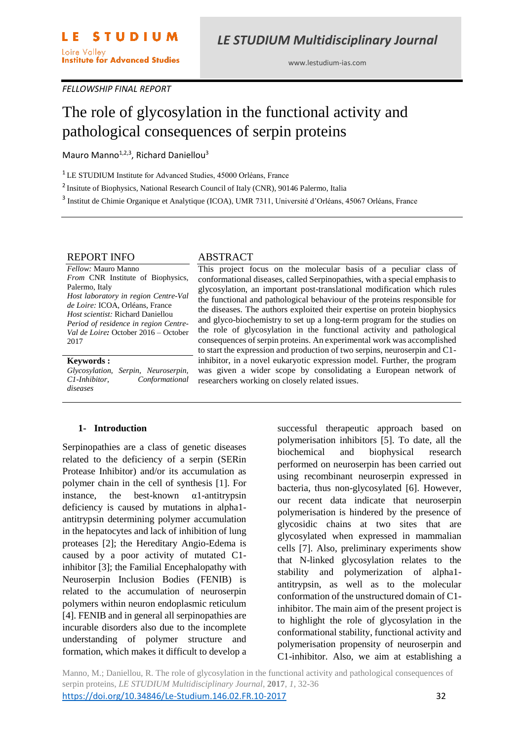*FELLOWSHIP FINAL REPORT*

# The role of glycosylation in the functional activity and pathological consequences of serpin proteins

Mauro Manno[1,2,3], Richard Daniellou[3]

[1] LE STUDIUM Institute for Advanced Studies, 45000 Orléans, France

[2] Insitute of Biophysics, National Research Council of Italy (CNR), 90146 Palermo, Italia

[3] Institut de Chimie Organique et Analytique (ICOA), UMR 7311, Université d'Orléans, 45067 Orléans, France

## REPORT INFO

*Fellow:* Mauro Manno
*From* CNR Institute of Biophysics, Palermo, Italy
*Host laboratory in region Centre-Val de Loire:* ICOA, Orléans, France
*Host scientist:* Richard Daniellou
*Period of residence in region Centre-Val de Loire:* October 2016 – October 2017

**Keywords :**
*Glycosylation, Serpin, Neuroserpin, C1-Inhibitor, Conformational diseases*

## ABSTRACT

This project focus on the molecular basis of a peculiar class of conformational diseases, called Serpinopathies, with a special emphasis to glycosylation, an important post-translational modification which rules the functional and pathological behaviour of the proteins responsible for the diseases. The authors exploited their expertise on protein biophysics and glyco-biochemistry to set up a long-term program for the studies on the role of glycosylation in the functional activity and pathological consequences of serpin proteins. An experimental work was accomplished to start the expression and production of two serpins, neuroserpin and C1-inhibitor, in a novel eukaryotic expression model. Further, the program was given a wider scope by consolidating a European network of researchers working on closely related issues.

## 1- Introduction

Serpinopathies are a class of genetic diseases related to the deficiency of a serpin (SERin Protease Inhibitor) and/or its accumulation as polymer chain in the cell of synthesis [1]. For instance, the best-known α1-antitrypsin deficiency is caused by mutations in alpha1-antitrypsin determining polymer accumulation in the hepatocytes and lack of inhibition of lung proteases [2]; the Hereditary Angio-Edema is caused by a poor activity of mutated C1-inhibitor [3]; the Familial Encephalopathy with Neuroserpin Inclusion Bodies (FENIB) is related to the accumulation of neuroserpin polymers within neuron endoplasmic reticulum [4]. FENIB and in general all serpinopathies are incurable disorders also due to the incomplete understanding of polymer structure and formation, which makes it difficult to develop a successful therapeutic approach based on polymerisation inhibitors [5]. To date, all the biochemical and biophysical research performed on neuroserpin has been carried out using recombinant neuroserpin expressed in bacteria, thus non-glycosylated [6]. However, our recent data indicate that neuroserpin polymerisation is hindered by the presence of glycosidic chains at two sites that are glycosylated when expressed in mammalian cells [7]. Also, preliminary experiments show that N-linked glycosylation relates to the stability and polymerization of alpha1-antitrypsin, as well as to the molecular conformation of the unstructured domain of C1-inhibitor. The main aim of the present project is to highlight the role of glycosylation in the conformational stability, functional activity and polymerisation propensity of neuroserpin and C1-inhibitor. Also, we aim at establishing a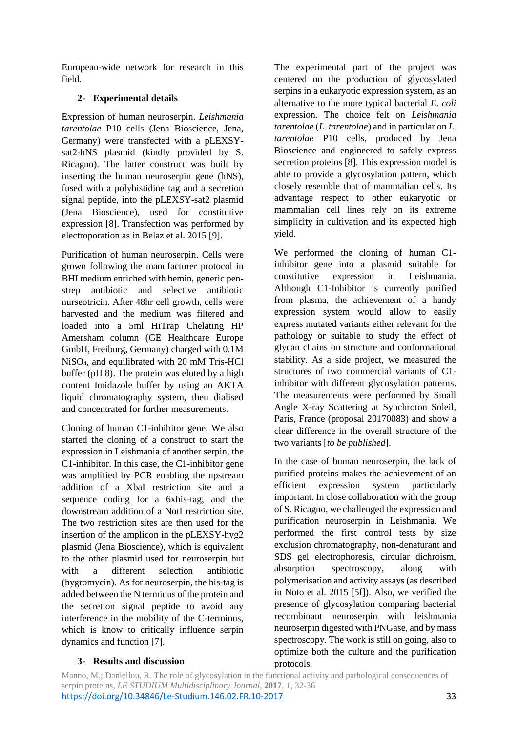European-wide network for research in this field.

## 2- Experimental details

Expression of human neuroserpin. *Leishmania tarentolae* P10 cells (Jena Bioscience, Jena, Germany) were transfected with a pLEXSY-sat2-hNS plasmid (kindly provided by S. Ricagno). The latter construct was built by inserting the human neuroserpin gene (hNS), fused with a polyhistidine tag and a secretion signal peptide, into the pLEXSY-sat2 plasmid (Jena Bioscience), used for constitutive expression [8]. Transfection was performed by electroporation as in Belaz et al. 2015 [9].

Purification of human neuroserpin. Cells were grown following the manufacturer protocol in BHI medium enriched with hemin, generic pen-strep antibiotic and selective antibiotic nurseotricin. After 48hr cell growth, cells were harvested and the medium was filtered and loaded into a 5ml HiTrap Chelating HP Amersham column (GE Healthcare Europe GmbH, Freiburg, Germany) charged with 0.1M $NiSO_4$, and equilibrated with 20 mM Tris-HCl buffer (pH 8). The protein was eluted by a high content Imidazole buffer by using an AKTA liquid chromatography system, then dialised and concentrated for further measurements.

Cloning of human C1-inhibitor gene. We also started the cloning of a construct to start the expression in Leishmania of another serpin, the C1-inhibitor. In this case, the C1-inhibitor gene was amplified by PCR enabling the upstream addition of a XbaI restriction site and a sequence coding for a 6xhis-tag, and the downstream addition of a NotI restriction site. The two restriction sites are then used for the insertion of the amplicon in the pLEXSY-hyg2 plasmid (Jena Bioscience), which is equivalent to the other plasmid used for neuroserpin but with a different selection antibiotic (hygromycin). As for neuroserpin, the his-tag is added between the N terminus of the protein and the secretion signal peptide to avoid any interference in the mobility of the C-terminus, which is know to critically influence serpin dynamics and function [7].

## 3- Results and discussion

The experimental part of the project was centered on the production of glycosylated serpins in a eukaryotic expression system, as an alternative to the more typical bacterial *E. coli* expression. The choice felt on *Leishmania tarentolae* (*L. tarentolae*) and in particular on *L. tarentolae* P10 cells, produced by Jena Bioscience and engineered to safely express secretion proteins [8]. This expression model is able to provide a glycosylation pattern, which closely resemble that of mammalian cells. Its advantage respect to other eukaryotic or mammalian cell lines rely on its extreme simplicity in cultivation and its expected high yield.

We performed the cloning of human C1-inhibitor gene into a plasmid suitable for constitutive expression in Leishmania. Although C1-Inhibitor is currently purified from plasma, the achievement of a handy expression system would allow to easily express mutated variants either relevant for the pathology or suitable to study the effect of glycan chains on structure and conformational stability. As a side project, we measured the structures of two commercial variants of C1-inhibitor with different glycosylation patterns. The measurements were performed by Small Angle X-ray Scattering at Synchroton Soleil, Paris, France (proposal 20170083) and show a clear difference in the overall structure of the two variants [*to be published*].

In the case of human neuroserpin, the lack of purified proteins makes the achievement of an efficient expression system particularly important. In close collaboration with the group of S. Ricagno, we challenged the expression and purification neuroserpin in Leishmania. We performed the first control tests by size exclusion chromatography, non-denaturant and SDS gel electrophoresis, circular dichroism, absorption spectroscopy, along with polymerisation and activity assays (as described in Noto et al. 2015 [5f]). Also, we verified the presence of glycosylation comparing bacterial recombinant neuroserpin with leishmania neuroserpin digested with PNGase, and by mass spectroscopy. The work is still on going, also to optimize both the culture and the purification protocols.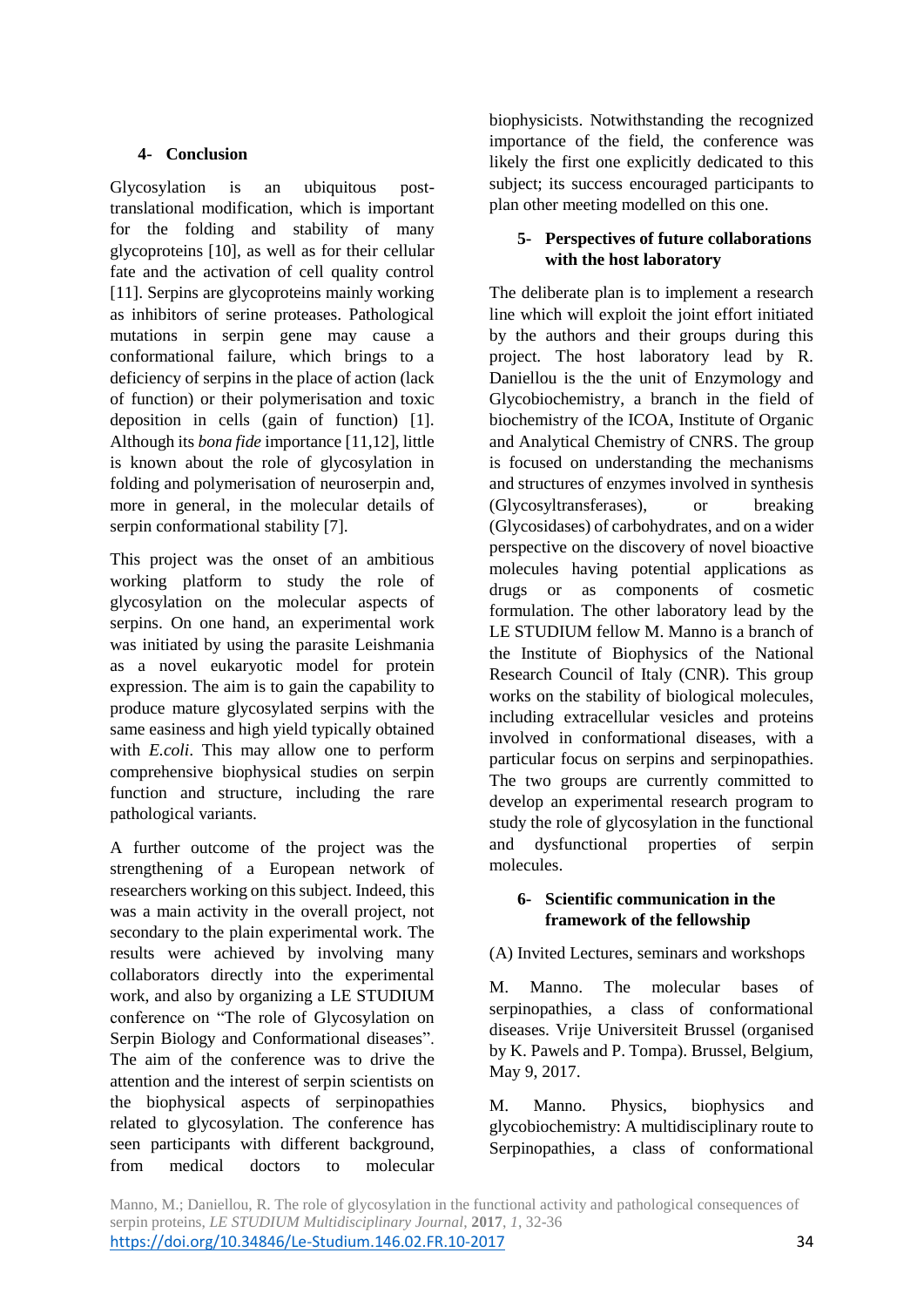## 4- Conclusion

Glycosylation is an ubiquitous post-translational modification, which is important for the folding and stability of many glycoproteins [10], as well as for their cellular fate and the activation of cell quality control [11]. Serpins are glycoproteins mainly working as inhibitors of serine proteases. Pathological mutations in serpin gene may cause a conformational failure, which brings to a deficiency of serpins in the place of action (lack of function) or their polymerisation and toxic deposition in cells (gain of function) [1]. Although its *bona fide* importance [11,12], little is known about the role of glycosylation in folding and polymerisation of neuroserpin and, more in general, in the molecular details of serpin conformational stability [7].

This project was the onset of an ambitious working platform to study the role of glycosylation on the molecular aspects of serpins. On one hand, an experimental work was initiated by using the parasite Leishmania as a novel eukaryotic model for protein expression. The aim is to gain the capability to produce mature glycosylated serpins with the same easiness and high yield typically obtained with *E.coli*. This may allow one to perform comprehensive biophysical studies on serpin function and structure, including the rare pathological variants.

A further outcome of the project was the strengthening of a European network of researchers working on this subject. Indeed, this was a main activity in the overall project, not secondary to the plain experimental work. The results were achieved by involving many collaborators directly into the experimental work, and also by organizing a LE STUDIUM conference on "The role of Glycosylation on Serpin Biology and Conformational diseases". The aim of the conference was to drive the attention and the interest of serpin scientists on the biophysical aspects of serpinopathies related to glycosylation. The conference has seen participants with different background, from medical doctors to molecular biophysicists. Notwithstanding the recognized importance of the field, the conference was likely the first one explicitly dedicated to this subject; its success encouraged participants to plan other meeting modelled on this one.

## 5- Perspectives of future collaborations with the host laboratory

The deliberate plan is to implement a research line which will exploit the joint effort initiated by the authors and their groups during this project. The host laboratory lead by R. Daniellou is the the unit of Enzymology and Glycobiochemistry, a branch in the field of biochemistry of the ICOA, Institute of Organic and Analytical Chemistry of CNRS. The group is focused on understanding the mechanisms and structures of enzymes involved in synthesis (Glycosyltransferases), or breaking (Glycosidases) of carbohydrates, and on a wider perspective on the discovery of novel bioactive molecules having potential applications as drugs or as components of cosmetic formulation. The other laboratory lead by the LE STUDIUM fellow M. Manno is a branch of the Institute of Biophysics of the National Research Council of Italy (CNR). This group works on the stability of biological molecules, including extracellular vesicles and proteins involved in conformational diseases, with a particular focus on serpins and serpinopathies. The two groups are currently committed to develop an experimental research program to study the role of glycosylation in the functional and dysfunctional properties of serpin molecules.

## 6- Scientific communication in the framework of the fellowship

(A) Invited Lectures, seminars and workshops

M. Manno. The molecular bases of serpinopathies, a class of conformational diseases. Vrije Universiteit Brussel (organised by K. Pawels and P. Tompa). Brussel, Belgium, May 9, 2017.

M. Manno. Physics, biophysics and glycobiochemistry: A multidisciplinary route to Serpinopathies, a class of conformational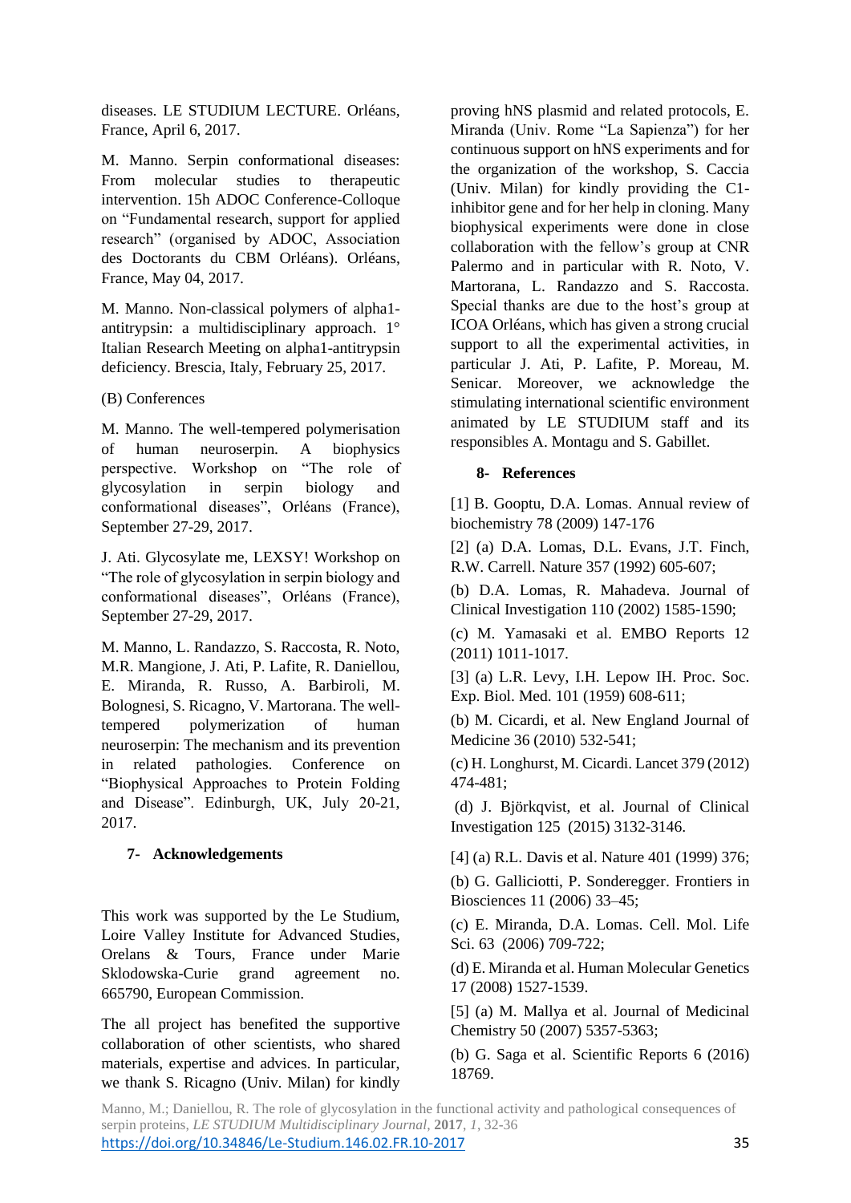diseases. LE STUDIUM LECTURE. Orléans, France, April 6, 2017.

M. Manno. Serpin conformational diseases: From molecular studies to therapeutic intervention. 15h ADOC Conference-Colloque on "Fundamental research, support for applied research" (organised by ADOC, Association des Doctorants du CBM Orléans). Orléans, France, May 04, 2017.

M. Manno. Non-classical polymers of alpha1-antitrypsin: a multidisciplinary approach. 1° Italian Research Meeting on alpha1-antitrypsin deficiency. Brescia, Italy, February 25, 2017.

(B) Conferences

M. Manno. The well-tempered polymerisation of human neuroserpin. A biophysics perspective. Workshop on "The role of glycosylation in serpin biology and conformational diseases", Orléans (France), September 27-29, 2017.

J. Ati. Glycosylate me, LEXSY! Workshop on "The role of glycosylation in serpin biology and conformational diseases", Orléans (France), September 27-29, 2017.

M. Manno, L. Randazzo, S. Raccosta, R. Noto, M.R. Mangione, J. Ati, P. Lafite, R. Daniellou, E. Miranda, R. Russo, A. Barbiroli, M. Bolognesi, S. Ricagno, V. Martorana. The well-tempered polymerization of human neuroserpin: The mechanism and its prevention in related pathologies. Conference on "Biophysical Approaches to Protein Folding and Disease". Edinburgh, UK, July 20-21, 2017.

## 7- Acknowledgements

This work was supported by the Le Studium, Loire Valley Institute for Advanced Studies, Orelans & Tours, France under Marie Sklodowska-Curie grand agreement no. 665790, European Commission.

The all project has benefited the supportive collaboration of other scientists, who shared materials, expertise and advices. In particular, we thank S. Ricagno (Univ. Milan) for kindly proving hNS plasmid and related protocols, E. Miranda (Univ. Rome "La Sapienza") for her continuous support on hNS experiments and for the organization of the workshop, S. Caccia (Univ. Milan) for kindly providing the C1-inhibitor gene and for her help in cloning. Many biophysical experiments were done in close collaboration with the fellow's group at CNR Palermo and in particular with R. Noto, V. Martorana, L. Randazzo and S. Raccosta. Special thanks are due to the host's group at ICOA Orléans, which has given a strong crucial support to all the experimental activities, in particular J. Ati, P. Lafite, P. Moreau, M. Senicar. Moreover, we acknowledge the stimulating international scientific environment animated by LE STUDIUM staff and its responsibles A. Montagu and S. Gabillet.

## 8- References

[1] B. Gooptu, D.A. Lomas. Annual review of biochemistry 78 (2009) 147-176

[2] (a) D.A. Lomas, D.L. Evans, J.T. Finch, R.W. Carrell. Nature 357 (1992) 605-607;

(b) D.A. Lomas, R. Mahadeva. Journal of Clinical Investigation 110 (2002) 1585-1590;

(c) M. Yamasaki et al. EMBO Reports 12 (2011) 1011-1017.

[3] (a) L.R. Levy, I.H. Lepow IH. Proc. Soc. Exp. Biol. Med. 101 (1959) 608-611;

(b) M. Cicardi, et al. New England Journal of Medicine 36 (2010) 532-541;

(c) H. Longhurst, M. Cicardi. Lancet 379 (2012) 474-481;

(d) J. Björkqvist, et al. Journal of Clinical Investigation 125 (2015) 3132-3146.

[4] (a) R.L. Davis et al. Nature 401 (1999) 376;

(b) G. Galliciotti, P. Sonderegger. Frontiers in Biosciences 11 (2006) 33–45;

(c) E. Miranda, D.A. Lomas. Cell. Mol. Life Sci. 63 (2006) 709-722;

(d) E. Miranda et al. Human Molecular Genetics 17 (2008) 1527-1539.

[5] (a) M. Mallya et al. Journal of Medicinal Chemistry 50 (2007) 5357-5363;

(b) G. Saga et al. Scientific Reports 6 (2016) 18769.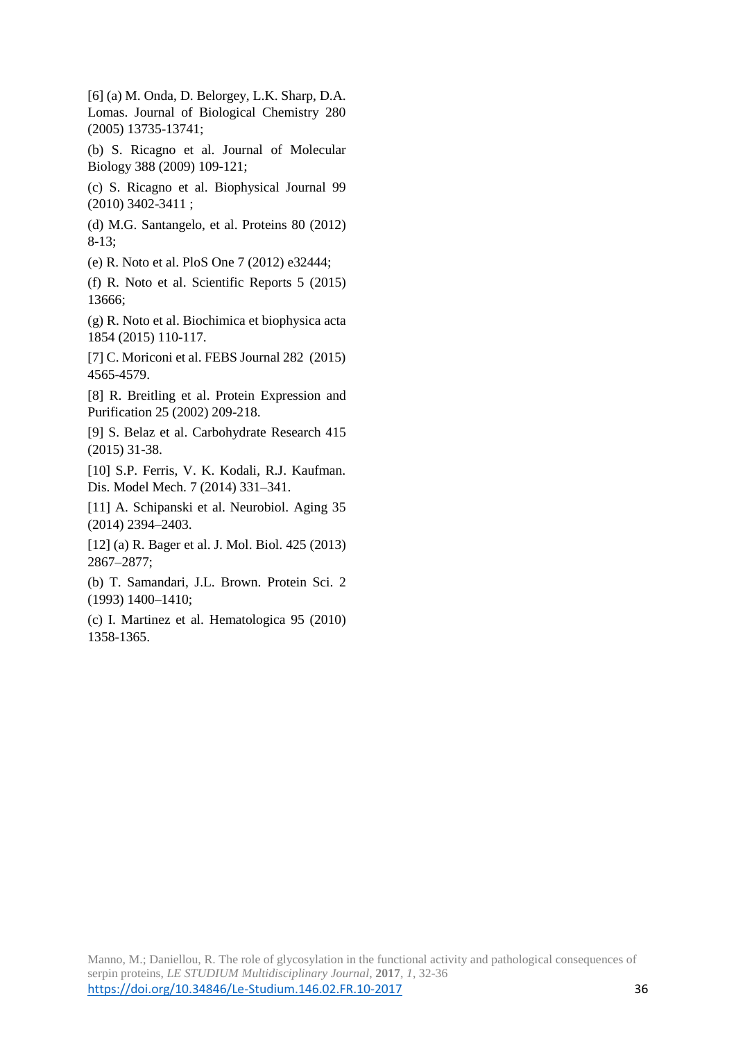[6] (a) M. Onda, D. Belorgey, L.K. Sharp, D.A. Lomas. Journal of Biological Chemistry 280 (2005) 13735-13741;

(b) S. Ricagno et al. Journal of Molecular Biology 388 (2009) 109-121;

(c) S. Ricagno et al. Biophysical Journal 99 (2010) 3402-3411 ;

(d) M.G. Santangelo, et al. Proteins 80 (2012) 8-13;

(e) R. Noto et al. PloS One 7 (2012) e32444;

(f) R. Noto et al. Scientific Reports 5 (2015) 13666;

(g) R. Noto et al. Biochimica et biophysica acta 1854 (2015) 110-117.

[7] C. Moriconi et al. FEBS Journal 282 (2015) 4565-4579.

[8] R. Breitling et al. Protein Expression and Purification 25 (2002) 209-218.

[9] S. Belaz et al. Carbohydrate Research 415 (2015) 31-38.

[10] S.P. Ferris, V. K. Kodali, R.J. Kaufman. Dis. Model Mech. 7 (2014) 331–341.

[11] A. Schipanski et al. Neurobiol. Aging 35 (2014) 2394–2403.

[12] (a) R. Bager et al. J. Mol. Biol. 425 (2013) 2867–2877;

(b) T. Samandari, J.L. Brown. Protein Sci. 2 (1993) 1400–1410;

(c) I. Martinez et al. Hematologica 95 (2010) 1358-1365.